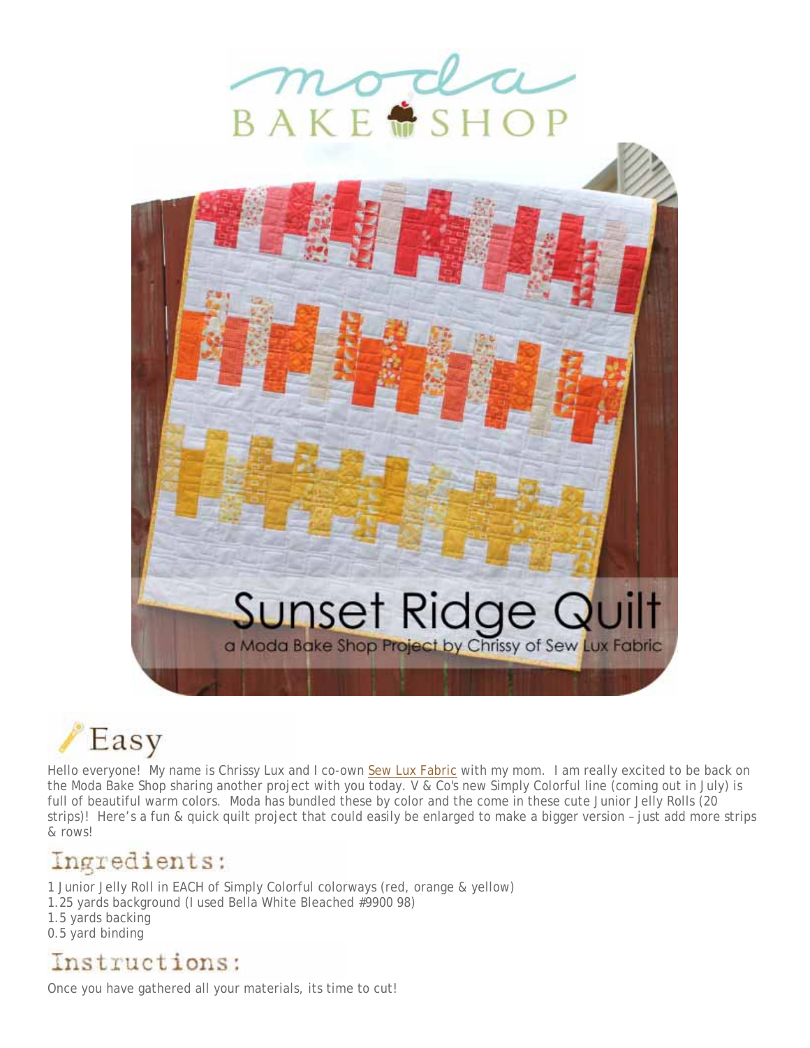# Sunset Ridge Quilt

a Moda Bake Shop Project by Chrissy of Sew Lux Fabric

## Easy

Hello everyone! My name is Chrissy Lux and I co-own Sew Lux Fabric with my mom. I am really excited to be back on the Moda Bake Shop sharing another project with you today. V & Co's new Simply Colorful line (coming out in July) is full of beautiful warm colors. Moda has bundled these by color and the come in these cute Junior Jelly Rolls (20 strips)! Here's a fun & quick quilt project that could easily be enlarged to make a bigger version – just add more strips & rows!

## Ingredients:

1 Junior Jelly Roll in EACH of Simply Colorful colorways (red, orange & yellow)
1.25 yards background (I used Bella White Bleached #9900 98)
1.5 yards backing
0.5 yard binding

## Instructions:

Once you have gathered all your materials, its time to cut!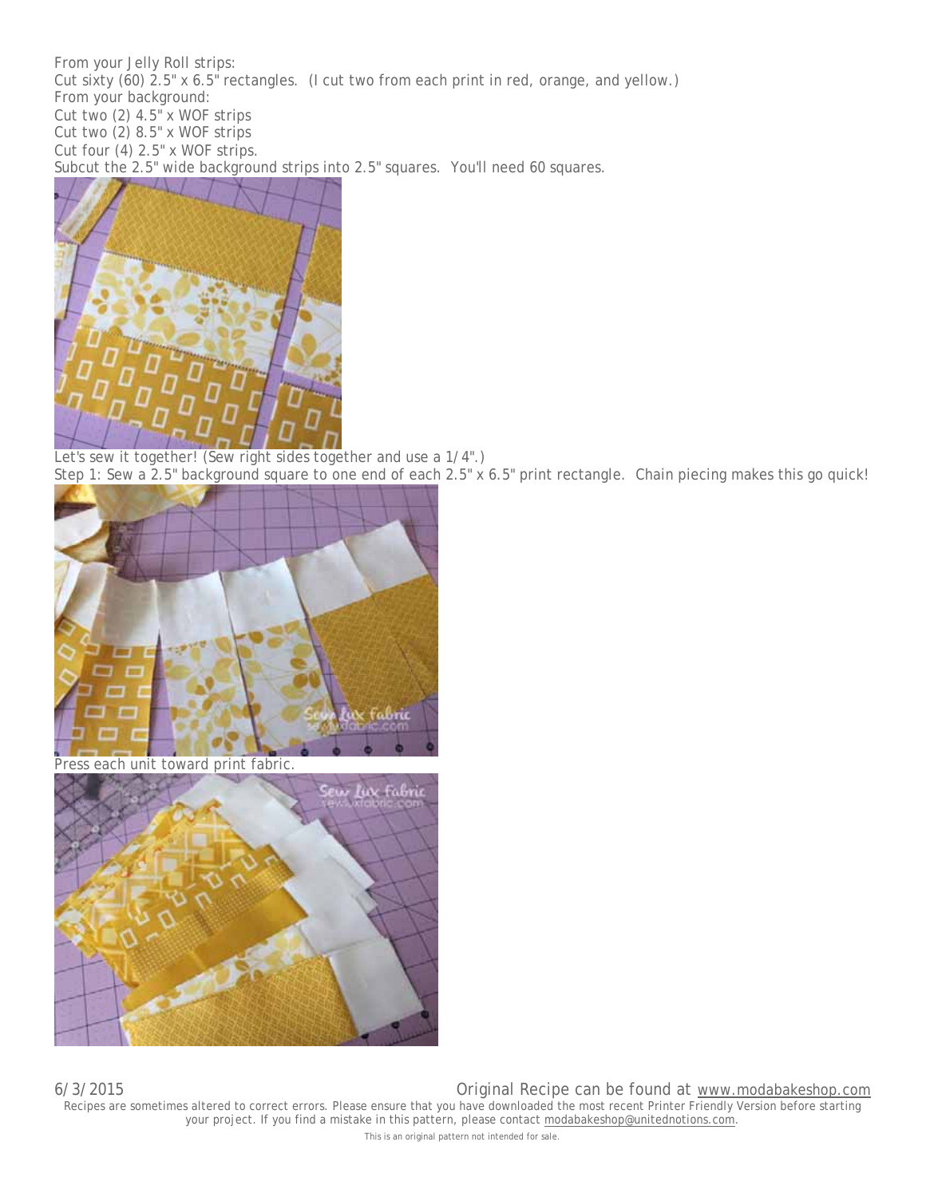From your Jelly Roll strips:
Cut sixty (60) 2.5" x 6.5" rectangles. (I cut two from each print in red, orange, and yellow.)
From your background:
Cut two (2) 4.5" x WOF strips
Cut two (2) 8.5" x WOF strips
Cut four (4) 2.5" x WOF strips.
Subcut the 2.5" wide background strips into 2.5" squares. You'll need 60 squares.

Let's sew it together! (Sew right sides together and use a 1/4".)
Step 1: Sew a 2.5" background square to one end of each 2.5" x 6.5" print rectangle. Chain piecing makes this go quick!

Press each unit toward print fabric.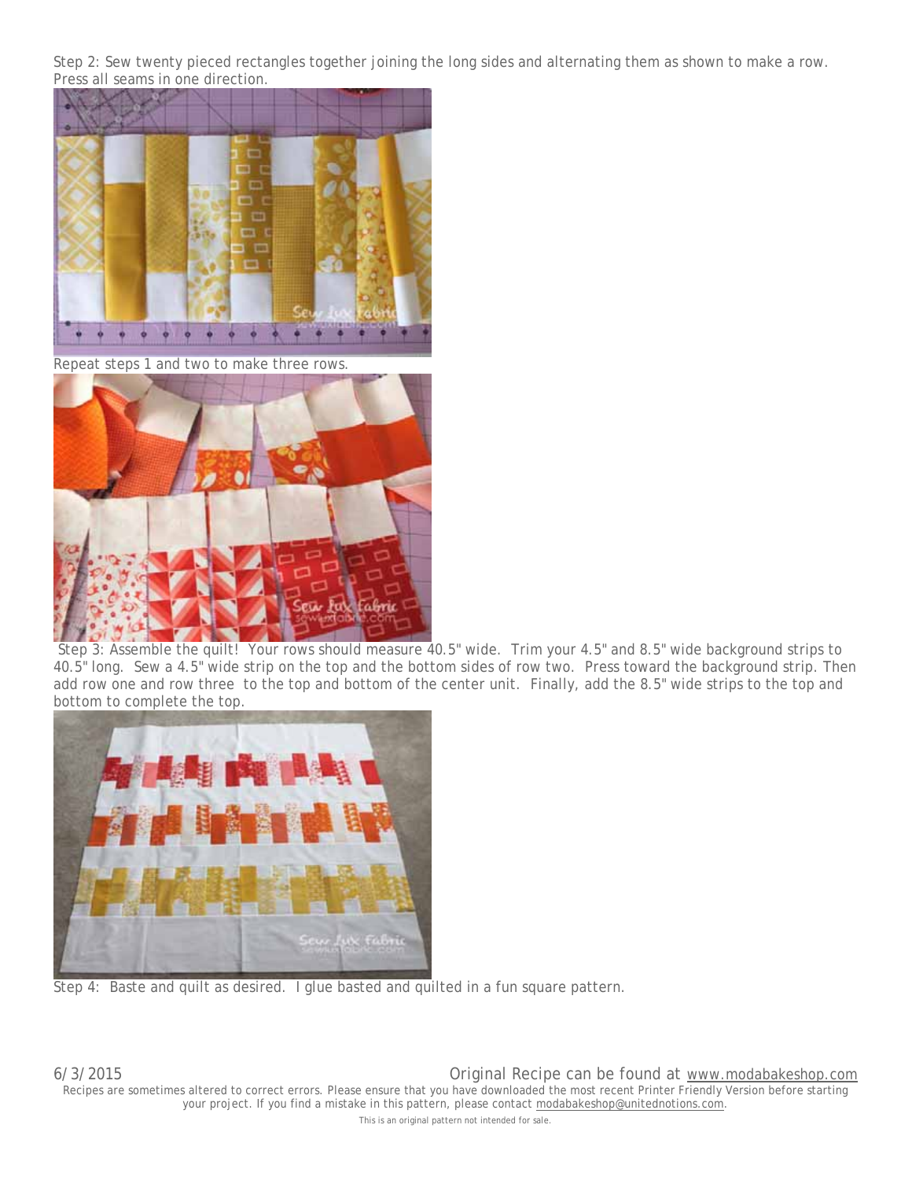Step 2: Sew twenty pieced rectangles together joining the long sides and alternating them as shown to make a row. Press all seams in one direction.

Repeat steps 1 and two to make three rows.

Step 3: Assemble the quilt! Your rows should measure 40.5" wide. Trim your 4.5" and 8.5" wide background strips to 40.5" long. Sew a 4.5" wide strip on the top and the bottom sides of row two. Press toward the background strip. Then add row one and row three to the top and bottom of the center unit. Finally, add the 8.5" wide strips to the top and bottom to complete the top.

Step 4: Baste and quilt as desired. I glue basted and quilted in a fun square pattern.

6/3/2015 Original Recipe can be found at www.modabakeshop.com

Recipes are sometimes altered to correct errors. Please ensure that you have downloaded the most recent Printer Friendly Version before starting your project. If you find a mistake in this pattern, please contact modabakeshop@unitednotions.com.

This is an original pattern not intended for sale.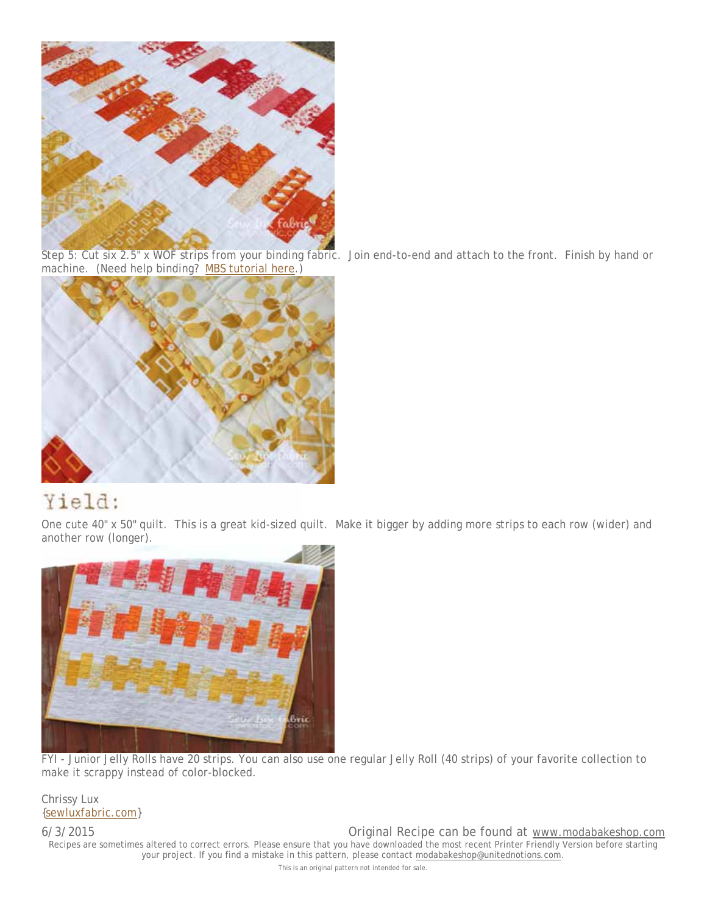Step 5: Cut six 2.5" x WOF strips from your binding fabric. Join end-to-end and attach to the front. Finish by hand or machine. (Need help binding? MBS tutorial here.)

## Yield:

One cute 40" x 50" quilt. This is a great kid-sized quilt. Make it bigger by adding more strips to each row (wider) and another row (longer).

FYI - Junior Jelly Rolls have 20 strips. You can also use one regular Jelly Roll (40 strips) of your favorite collection to make it scrappy instead of color-blocked.

Chrissy Lux
{sewluxfabric.com}

6/3/2015

Original Recipe can be found at www.modabakeshop.com

Recipes are sometimes altered to correct errors. Please ensure that you have downloaded the most recent Printer Friendly Version before starting your project. If you find a mistake in this pattern, please contact modabakeshop@unitednotions.com.

This is an original pattern not intended for sale.